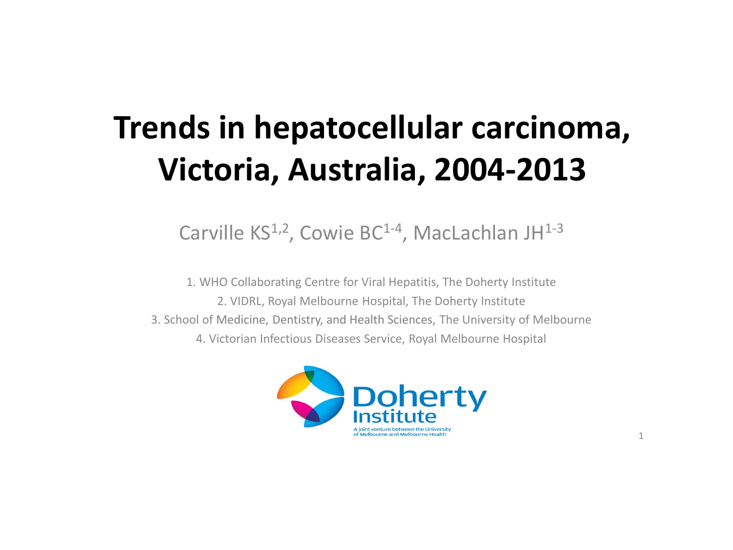# Trends in hepatocellular carcinoma, Victoria, Australia, 2004-2013

Carville KS[1,2], Cowie BC[1-4], MacLachlan JH[1-3]

1. WHO Collaborating Centre for Viral Hepatitis, The Doherty Institute
2. VIDRL, Royal Melbourne Hospital, The Doherty Institute
3. School of Medicine, Dentistry, and Health Sciences, The University of Melbourne
4. Victorian Infectious Diseases Service, Royal Melbourne Hospital

Doherty Institute
A joint venture between the University of Melbourne and Melbourne Health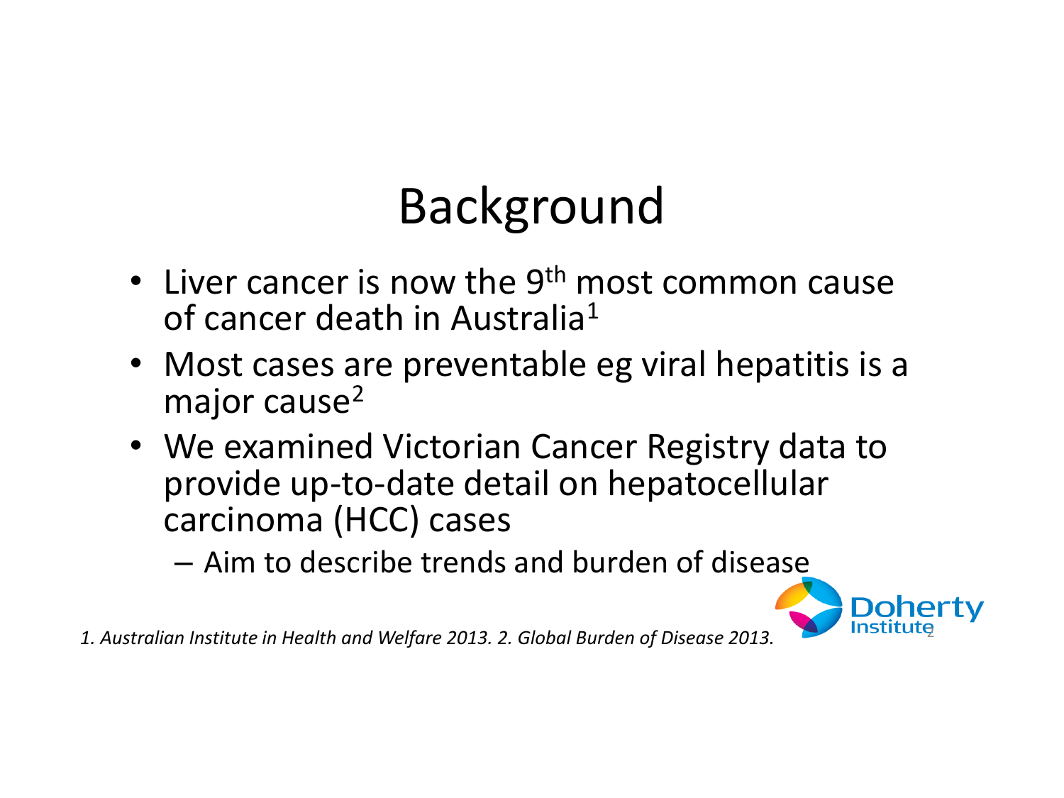# Background

- Liver cancer is now the 9th most common cause of cancer death in Australia[1]
- Most cases are preventable eg viral hepatitis is a major cause[2]
- We examined Victorian Cancer Registry data to provide up-to-date detail on hepatocellular carcinoma (HCC) cases
  - Aim to describe trends and burden of disease

*1. Australian Institute in Health and Welfare 2013. 2. Global Burden of Disease 2013.*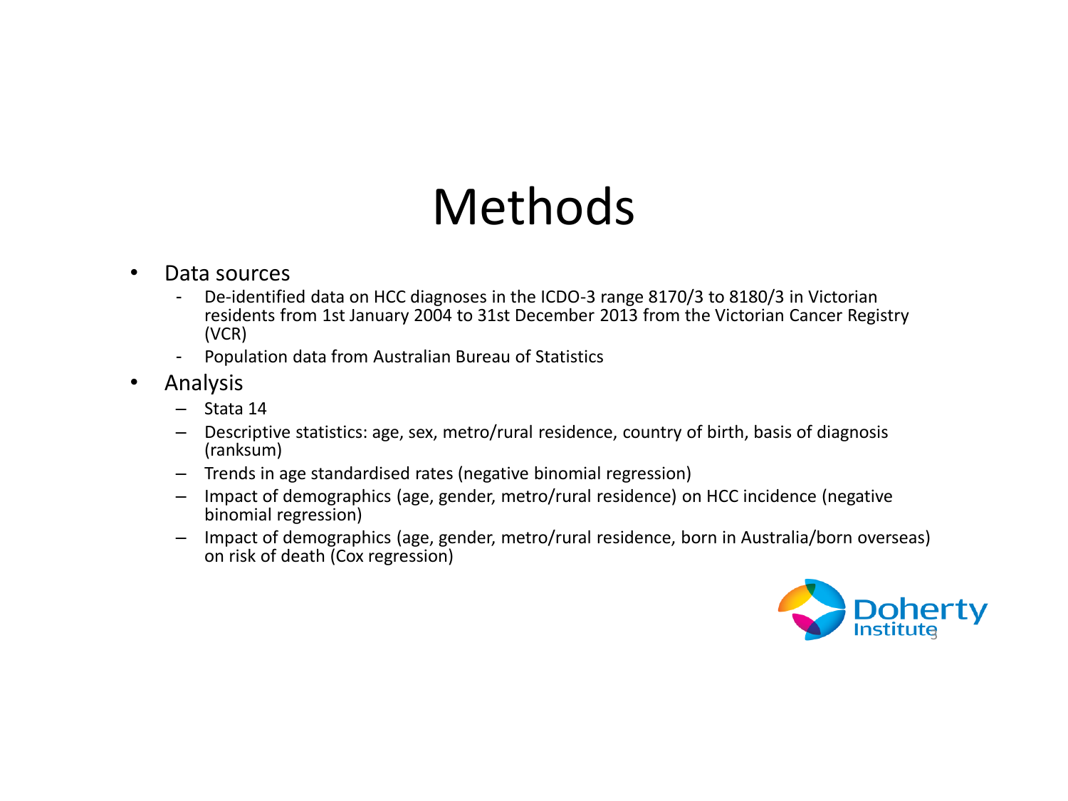# Methods

- Data sources
  - De-identified data on HCC diagnoses in the ICDO-3 range 8170/3 to 8180/3 in Victorian residents from 1st January 2004 to 31st December 2013 from the Victorian Cancer Registry (VCR)
  - Population data from Australian Bureau of Statistics
- Analysis
  - Stata 14
  - Descriptive statistics: age, sex, metro/rural residence, country of birth, basis of diagnosis (ranksum)
  - Trends in age standardised rates (negative binomial regression)
  - Impact of demographics (age, gender, metro/rural residence) on HCC incidence (negative binomial regression)
  - Impact of demographics (age, gender, metro/rural residence, born in Australia/born overseas) on risk of death (Cox regression)

Doherty Institute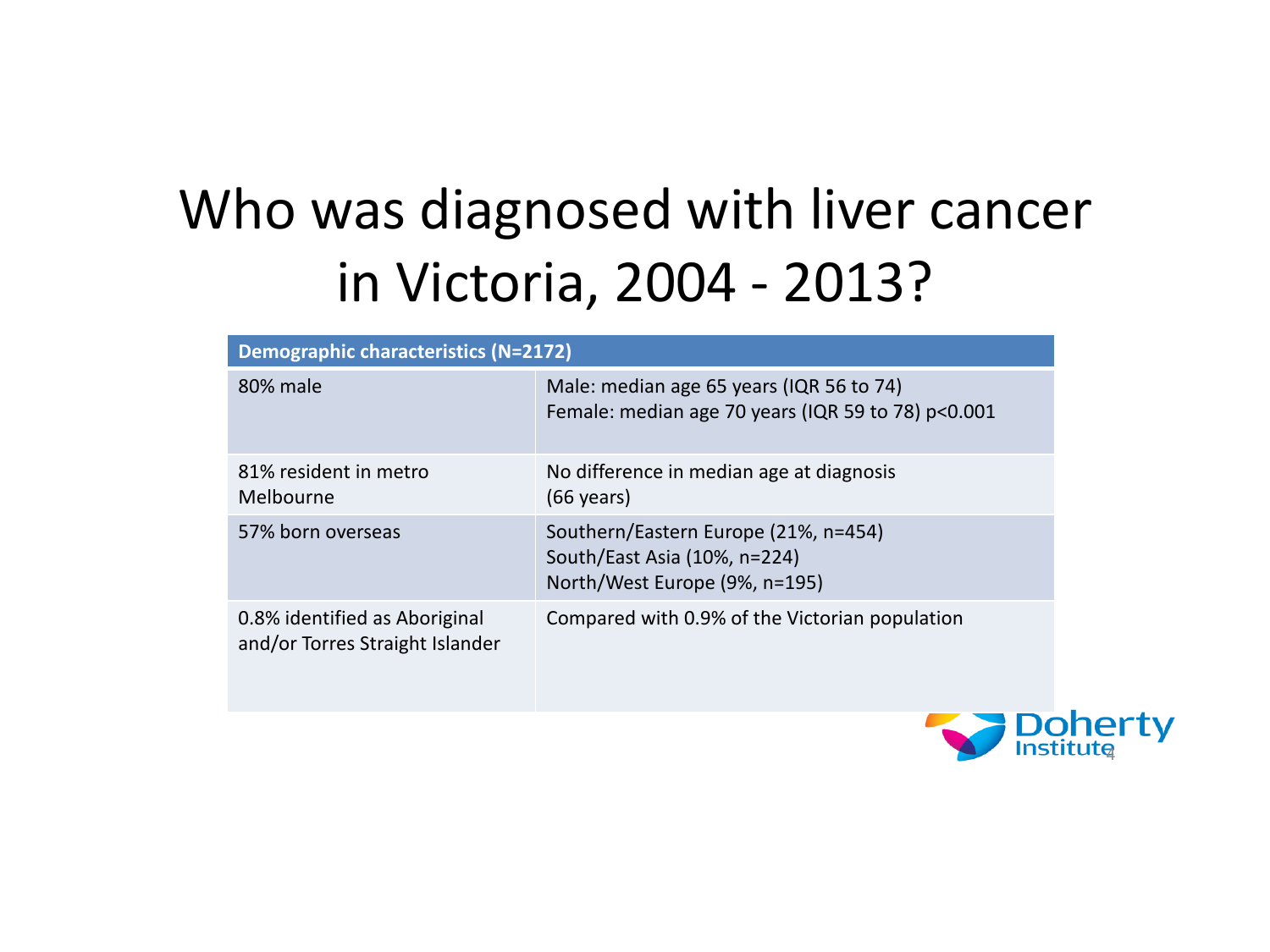# Who was diagnosed with liver cancer in Victoria, 2004 - 2013?

| Demographic characteristics (N=2172) | |
|---|---|
| 80% male | Male: median age 65 years (IQR 56 to 74)<br>Female: median age 70 years (IQR 59 to 78) p<0.001 |
| 81% resident in metro Melbourne | No difference in median age at diagnosis (66 years) |
| 57% born overseas | Southern/Eastern Europe (21%, n=454)<br>South/East Asia (10%, n=224)<br>North/West Europe (9%, n=195) |
| 0.8% identified as Aboriginal and/or Torres Straight Islander | Compared with 0.9% of the Victorian population |

Doherty Institute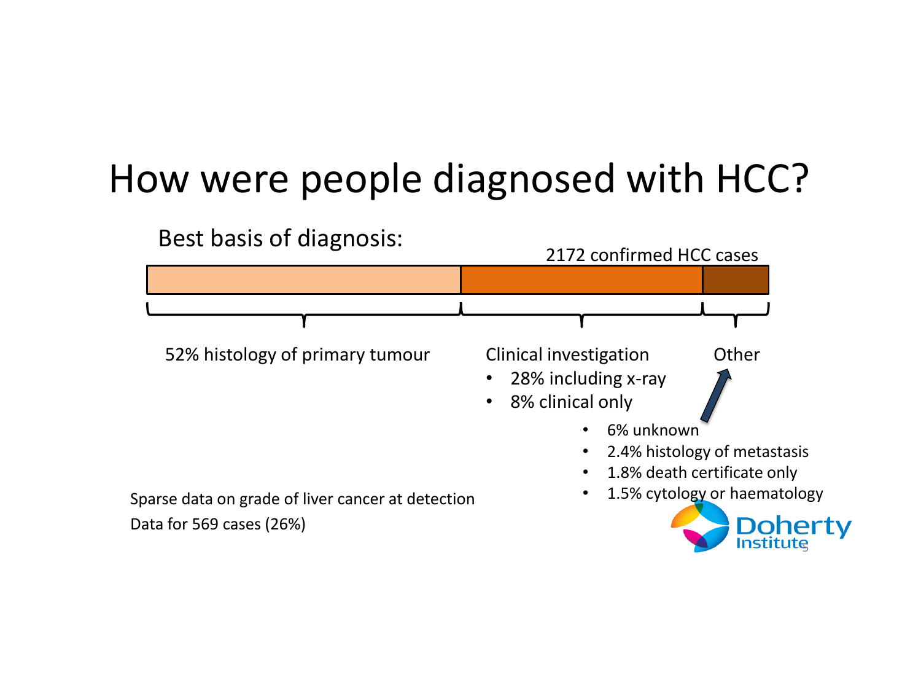# How were people diagnosed with HCC?

Best basis of diagnosis:

2172 confirmed HCC cases

52% histology of primary tumour

Clinical investigation
- 28% including x-ray
- 8% clinical only

Other
- 6% unknown
- 2.4% histology of metastasis
- 1.8% death certificate only
- 1.5% cytology or haematology

Sparse data on grade of liver cancer at detection
Data for 569 cases (26%)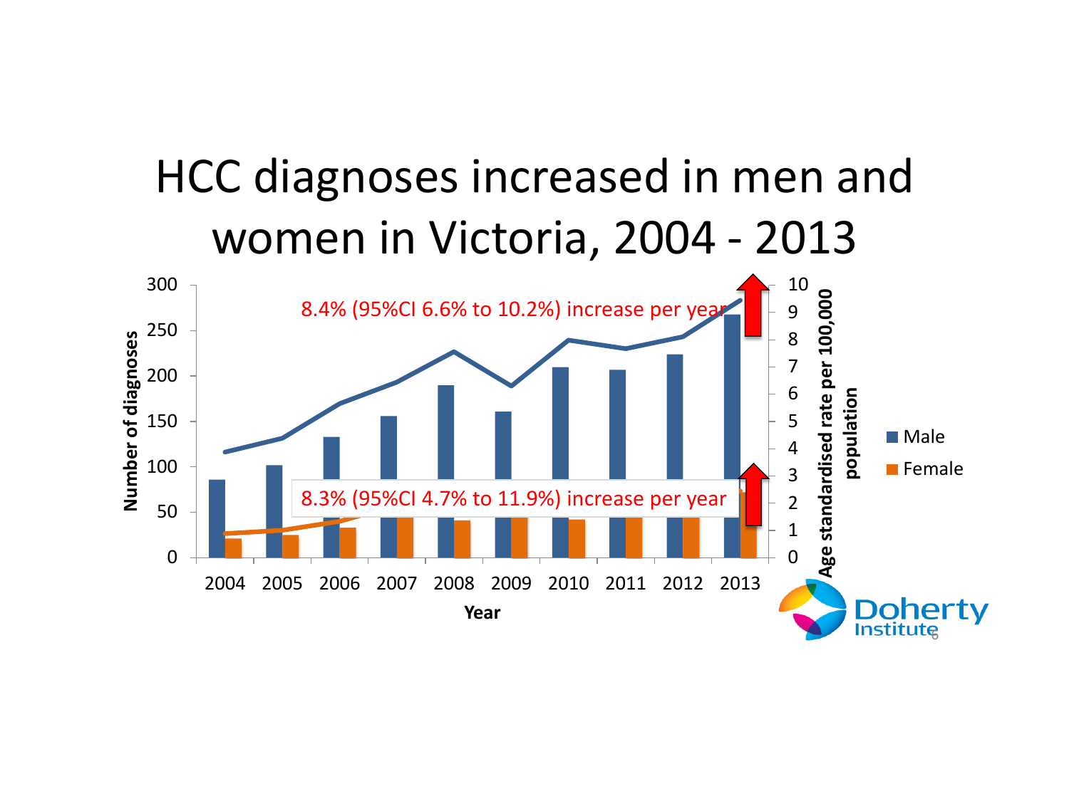# HCC diagnoses increased in men and women in Victoria, 2004 - 2013

8.4% (95%CI 6.6% to 10.2%) increase per year

8.3% (95%CI 4.7% to 11.9%) increase per year

Number of diagnoses

Age standardised rate per 100,000 population

Year

2004 2005 2006 2007 2008 2009 2010 2011 2012 2013

Male

Female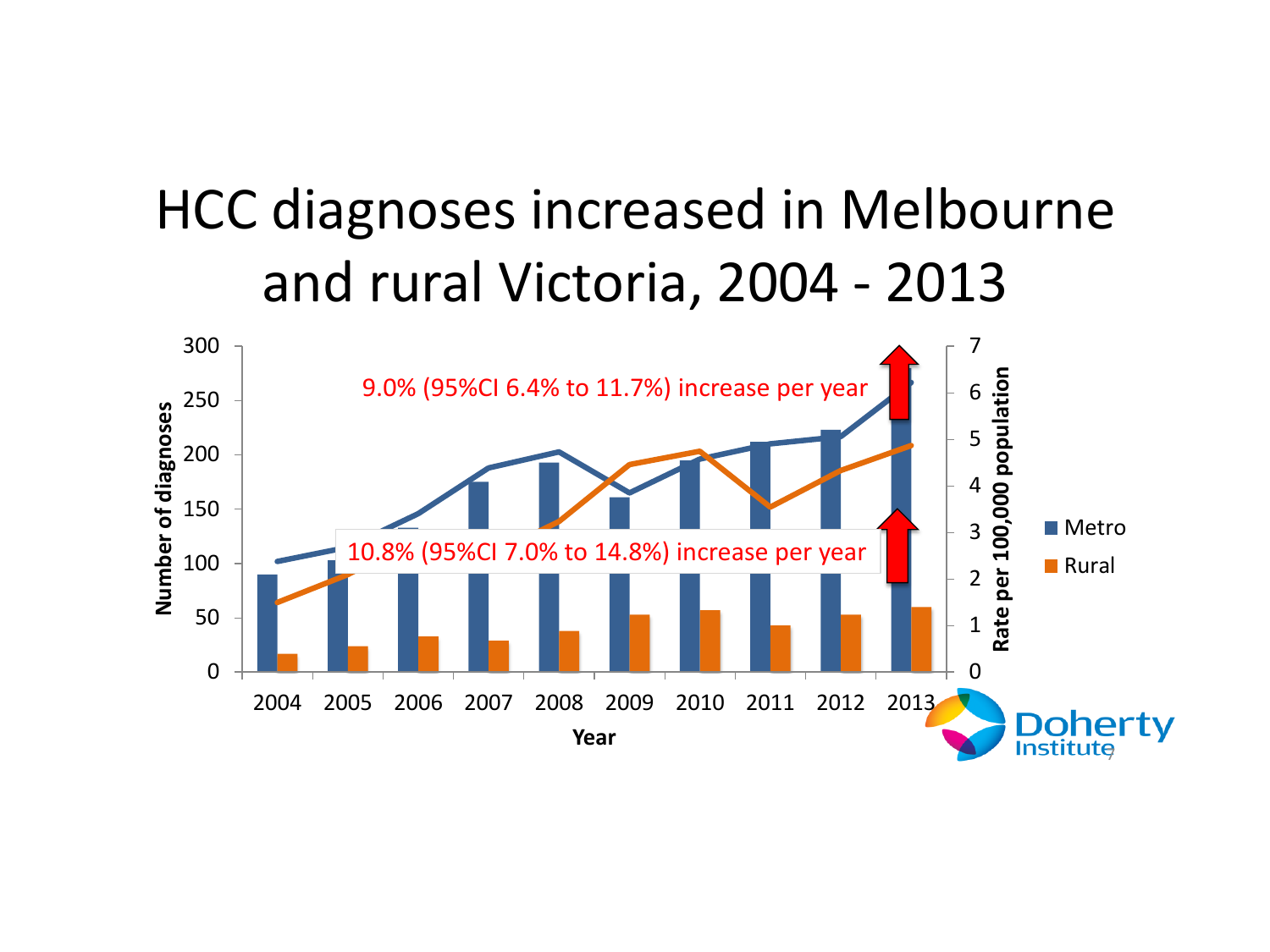# HCC diagnoses increased in Melbourne and rural Victoria, 2004 - 2013

9.0% (95%CI 6.4% to 11.7%) increase per year

10.8% (95%CI 7.0% to 14.8%) increase per year

Number of diagnoses

Rate per 100,000 population

Year

2004 2005 2006 2007 2008 2009 2010 2011 2012 2013

■ Metro
■ Rural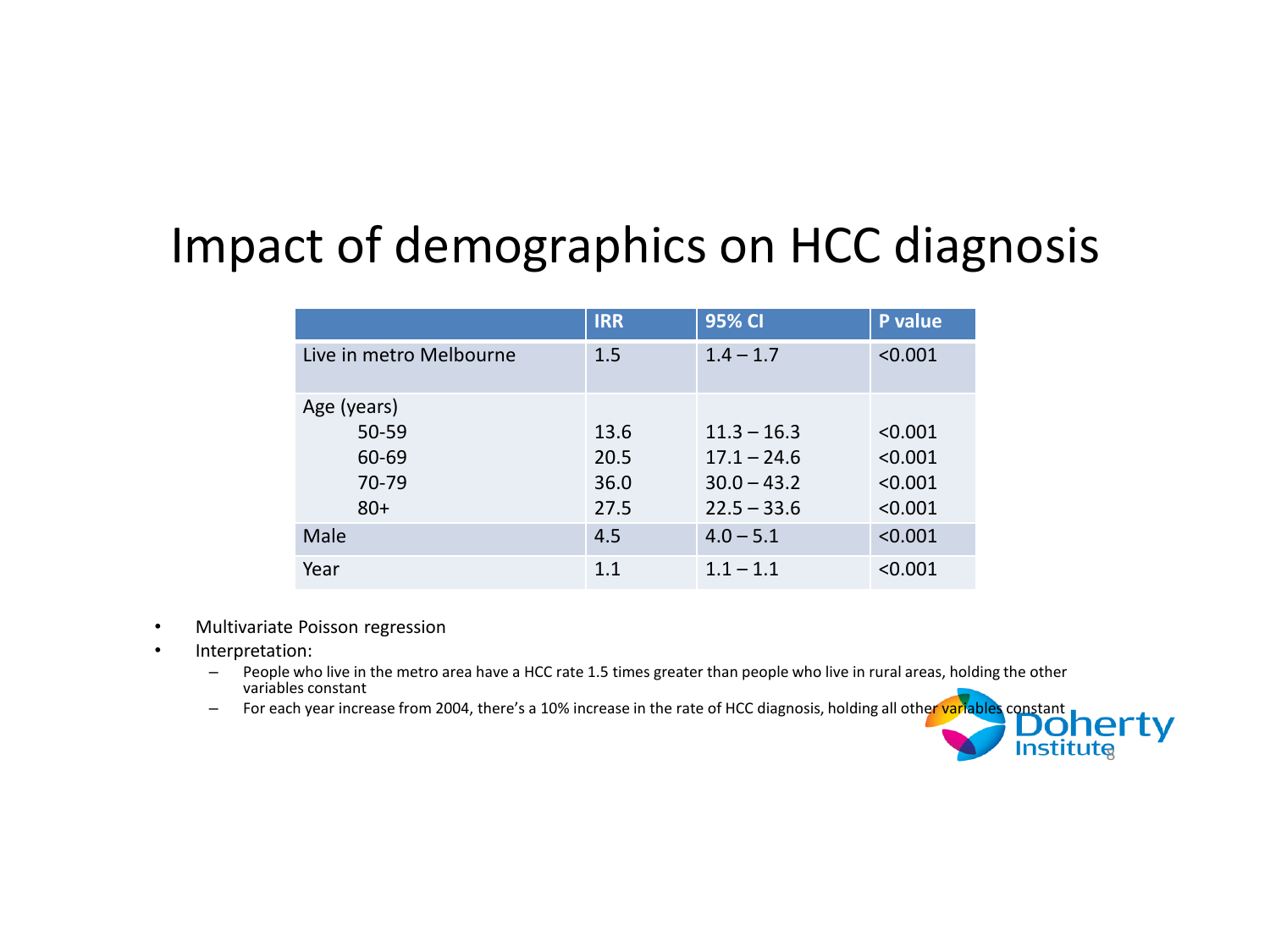# Impact of demographics on HCC diagnosis

| | IRR | 95% CI | P value |
|---|---|---|---|
| Live in metro Melbourne | 1.5 | 1.4 – 1.7 | <0.001 |
| Age (years) | | | |
| 50-59 | 13.6 | 11.3 – 16.3 | <0.001 |
| 60-69 | 20.5 | 17.1 – 24.6 | <0.001 |
| 70-79 | 36.0 | 30.0 – 43.2 | <0.001 |
| 80+ | 27.5 | 22.5 – 33.6 | <0.001 |
| Male | 4.5 | 4.0 – 5.1 | <0.001 |
| Year | 1.1 | 1.1 – 1.1 | <0.001 |

- Multivariate Poisson regression
- Interpretation:
  - People who live in the metro area have a HCC rate 1.5 times greater than people who live in rural areas, holding the other variables constant
  - For each year increase from 2004, there's a 10% increase in the rate of HCC diagnosis, holding all other variables constant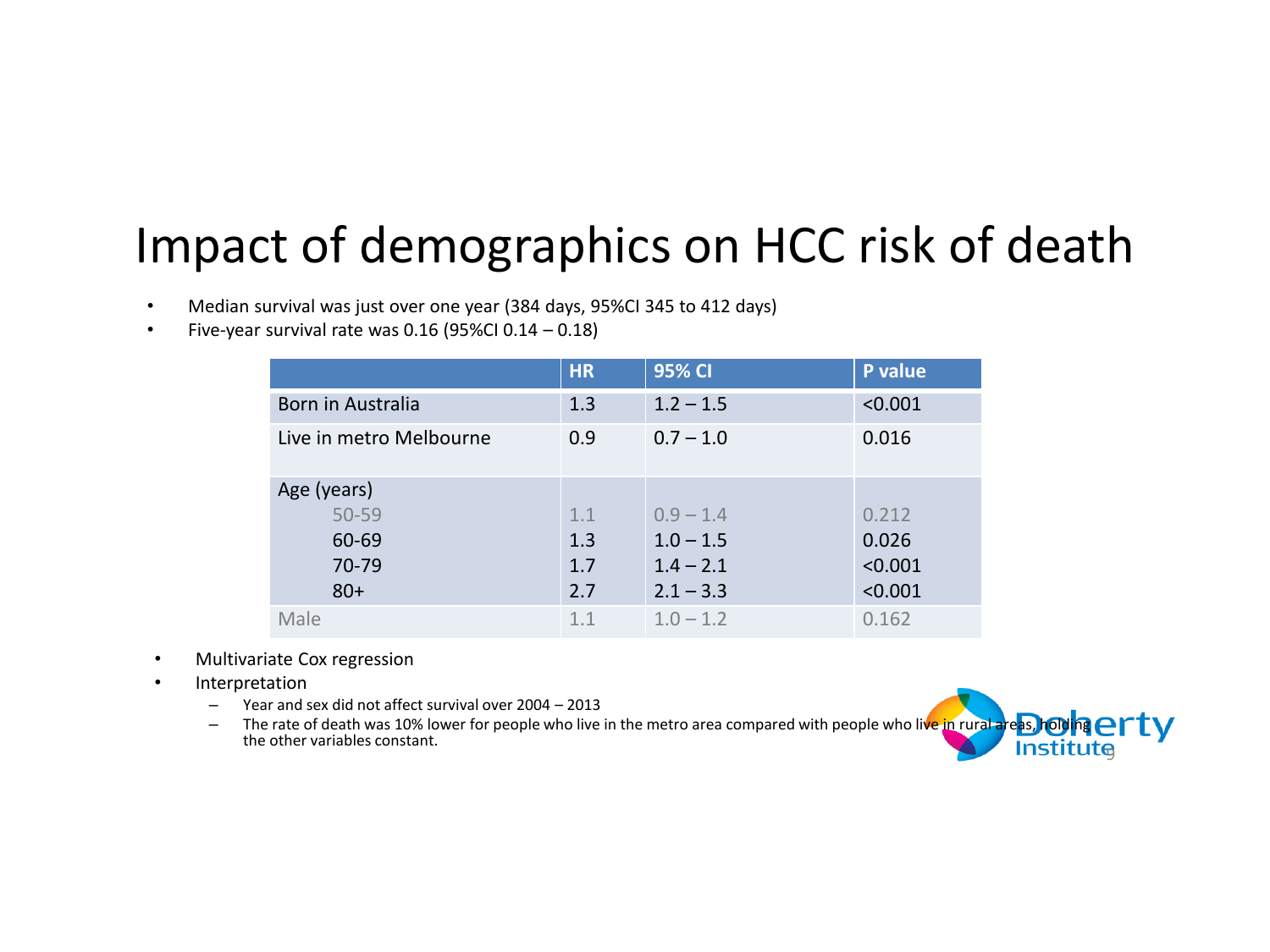# Impact of demographics on HCC risk of death

- Median survival was just over one year (384 days, 95%CI 345 to 412 days)
- Five-year survival rate was 0.16 (95%CI 0.14 – 0.18)

| | HR | 95% CI | P value |
|---|---|---|---|
| Born in Australia | 1.3 | 1.2 – 1.5 | <0.001 |
| Live in metro Melbourne | 0.9 | 0.7 – 1.0 | 0.016 |
| Age (years) | | | |
| 50-59 | 1.1 | 0.9 – 1.4 | 0.212 |
| 60-69 | 1.3 | 1.0 – 1.5 | 0.026 |
| 70-79 | 1.7 | 1.4 – 2.1 | <0.001 |
| 80+ | 2.7 | 2.1 – 3.3 | <0.001 |
| Male | 1.1 | 1.0 – 1.2 | 0.162 |

- Multivariate Cox regression
- Interpretation
  - Year and sex did not affect survival over 2004 – 2013
  - The rate of death was 10% lower for people who live in the metro area compared with people who live in rural areas, holding the other variables constant.

Doherty Institute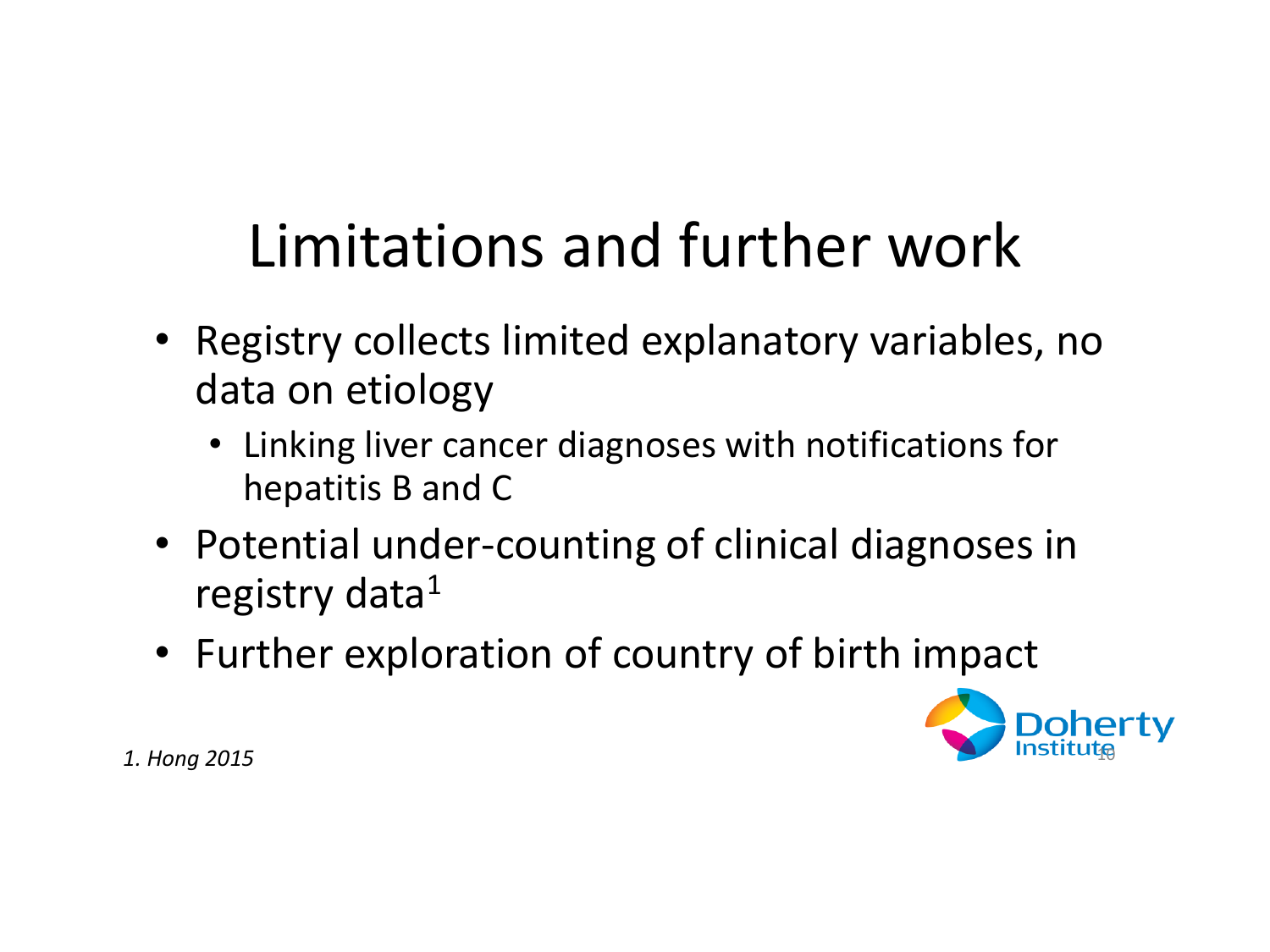# Limitations and further work

- Registry collects limited explanatory variables, no data on etiology
  - Linking liver cancer diagnoses with notifications for hepatitis B and C
- Potential under-counting of clinical diagnoses in registry data[1]
- Further exploration of country of birth impact

*1. Hong 2015*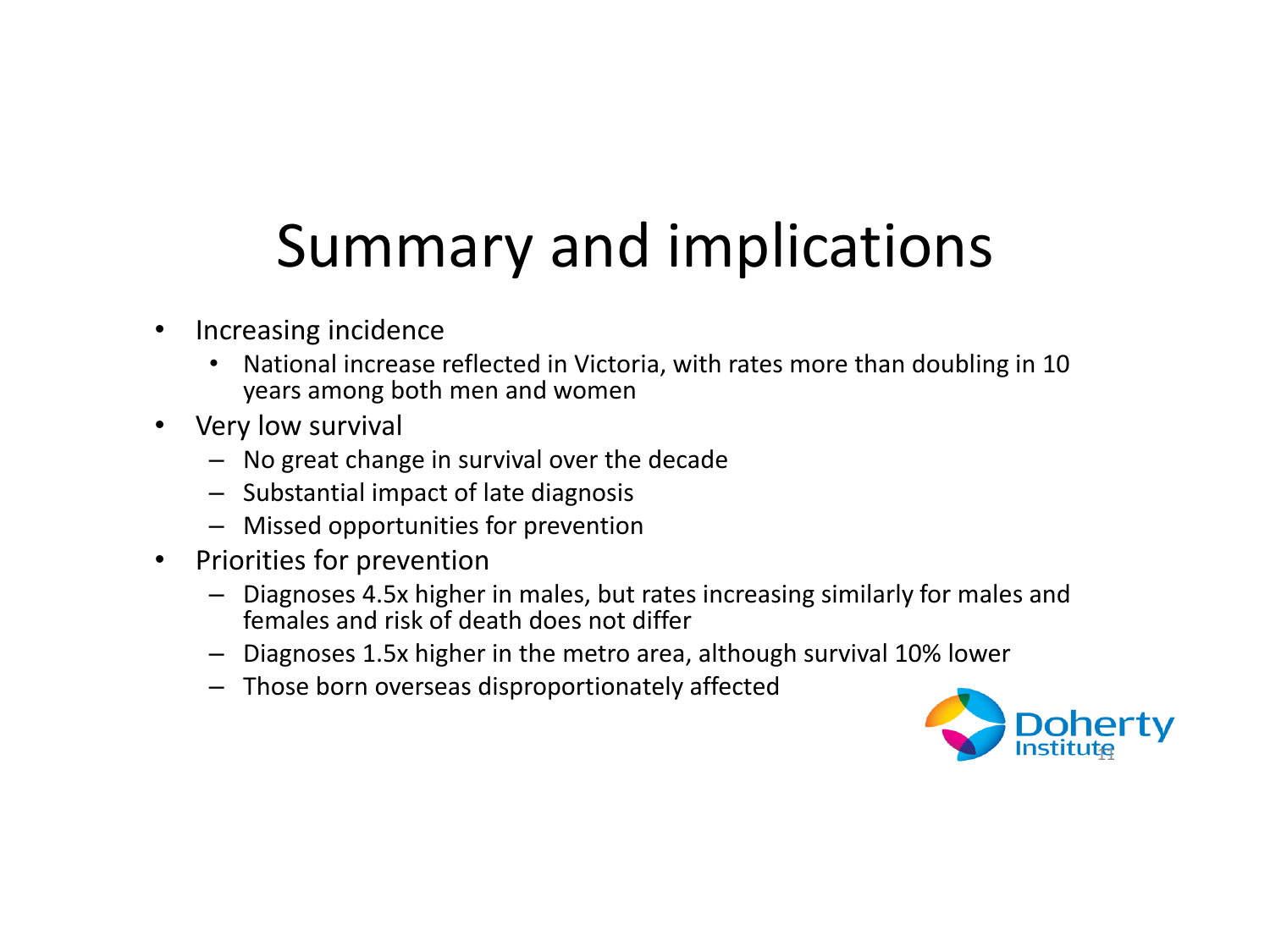# Summary and implications

- Increasing incidence
  - National increase reflected in Victoria, with rates more than doubling in 10 years among both men and women
- Very low survival
  - No great change in survival over the decade
  - Substantial impact of late diagnosis
  - Missed opportunities for prevention
- Priorities for prevention
  - Diagnoses 4.5x higher in males, but rates increasing similarly for males and females and risk of death does not differ
  - Diagnoses 1.5x higher in the metro area, although survival 10% lower
  - Those born overseas disproportionately affected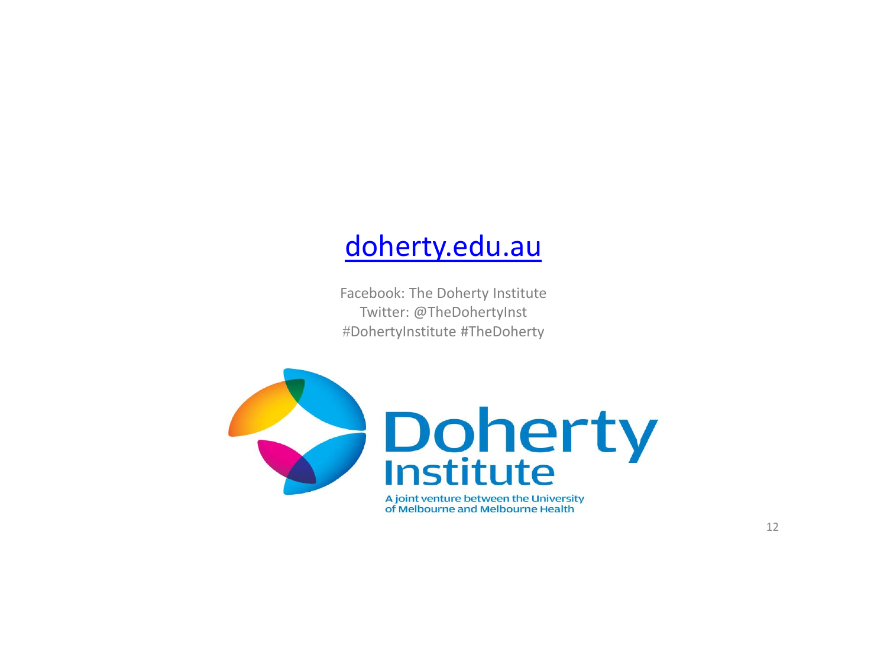[doherty.edu.au](http://doherty.edu.au)

Facebook: The Doherty Institute
Twitter: @TheDohertyInst
#DohertyInstitute #TheDoherty

Doherty Institute

A joint venture between the University of Melbourne and Melbourne Health